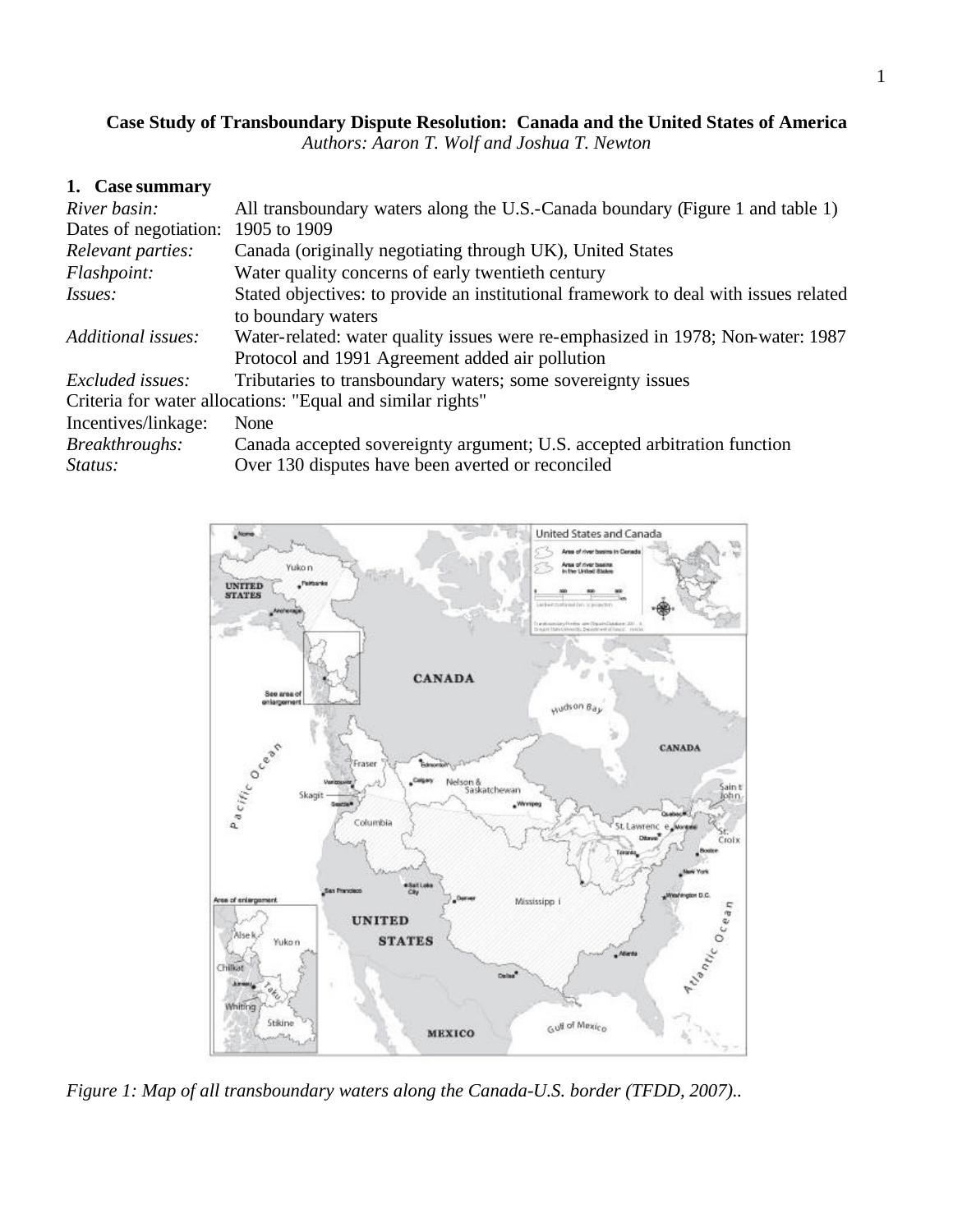**Case Study of Transboundary Dispute Resolution: Canada and the United States of America**

*Authors: Aaron T. Wolf and Joshua T. Newton*

## 1. Case summary

| | |
|---|---|
| *River basin:* | All transboundary waters along the U.S.-Canada boundary (Figure 1 and table 1) |
| Dates of negotiation: | 1905 to 1909 |
| *Relevant parties:* | Canada (originally negotiating through UK), United States |
| *Flashpoint:* | Water quality concerns of early twentieth century |
| *Issues:* | Stated objectives: to provide an institutional framework to deal with issues related to boundary waters |
| *Additional issues:* | Water-related: water quality issues were re-emphasized in 1978; Non-water: 1987 Protocol and 1991 Agreement added air pollution |
| *Excluded issues:* | Tributaries to transboundary waters; some sovereignty issues |
| Criteria for water allocations: | "Equal and similar rights" |
| Incentives/linkage: | None |
| *Breakthroughs:* | Canada accepted sovereignty argument; U.S. accepted arbitration function |
| *Status:* | Over 130 disputes have been averted or reconciled |

*Figure 1: Map of all transboundary waters along the Canada-U.S. border (TFDD, 2007)..*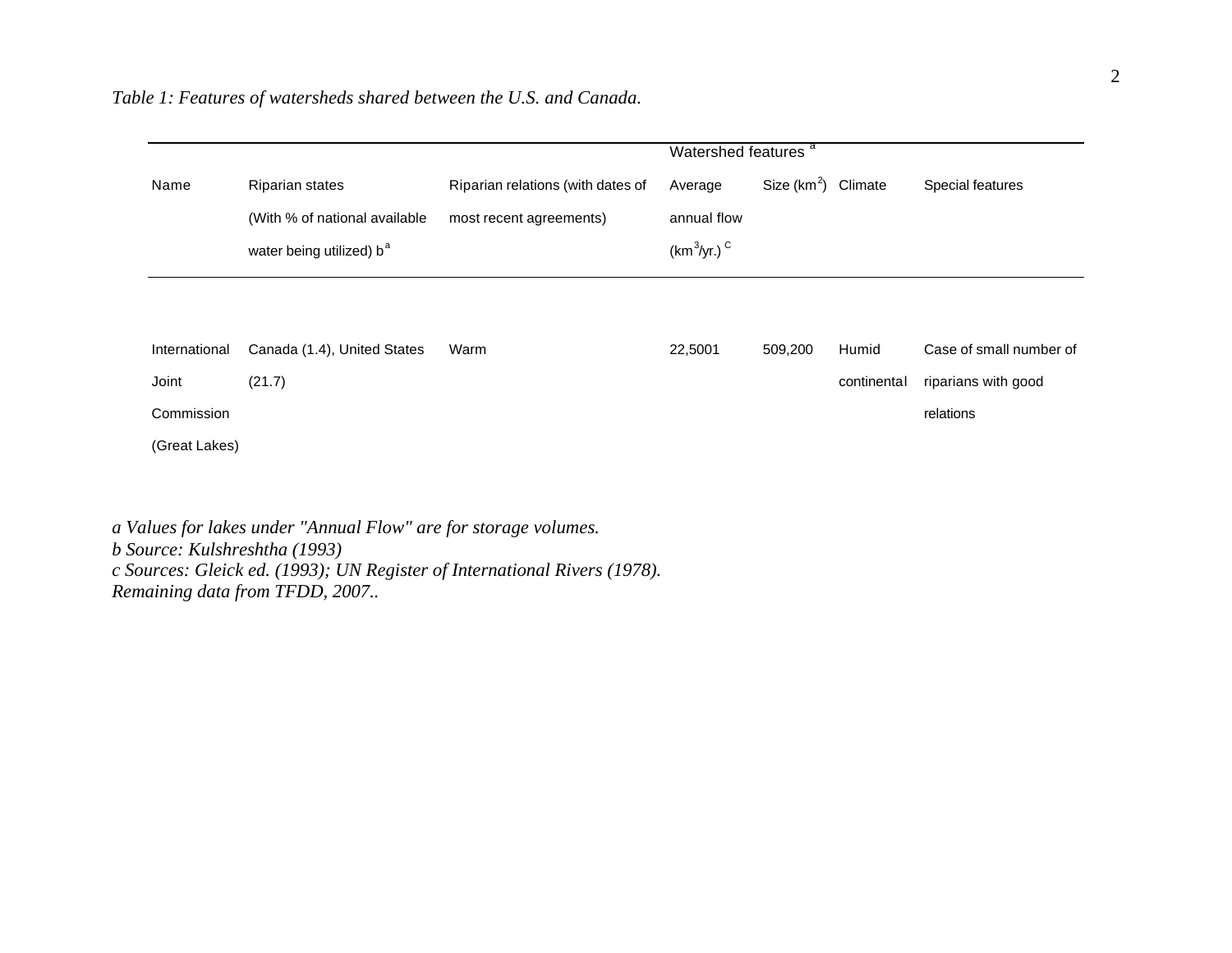*Table 1: Features of watersheds shared between the U.S. and Canada.*

| | | | Watershed features [a] | | | |
|---|---|---|---|---|---|---|
| Name | Riparian states (With % of national available water being utilized) b[a] | Riparian relations (with dates of most recent agreements) | Average annual flow ($km^3$/yr.) [C] | Size ($km^2$) | Climate | Special features |
| International Joint Commission (Great Lakes) | Canada (1.4), United States (21.7) | Warm | 22,5001 | 509,200 | Humid continental | Case of small number of riparians with good relations |

*a Values for lakes under "Annual Flow" are for storage volumes.*
*b Source: Kulshreshtha (1993)*
*c Sources: Gleick ed. (1993); UN Register of International Rivers (1978).*
*Remaining data from TFDD, 2007..*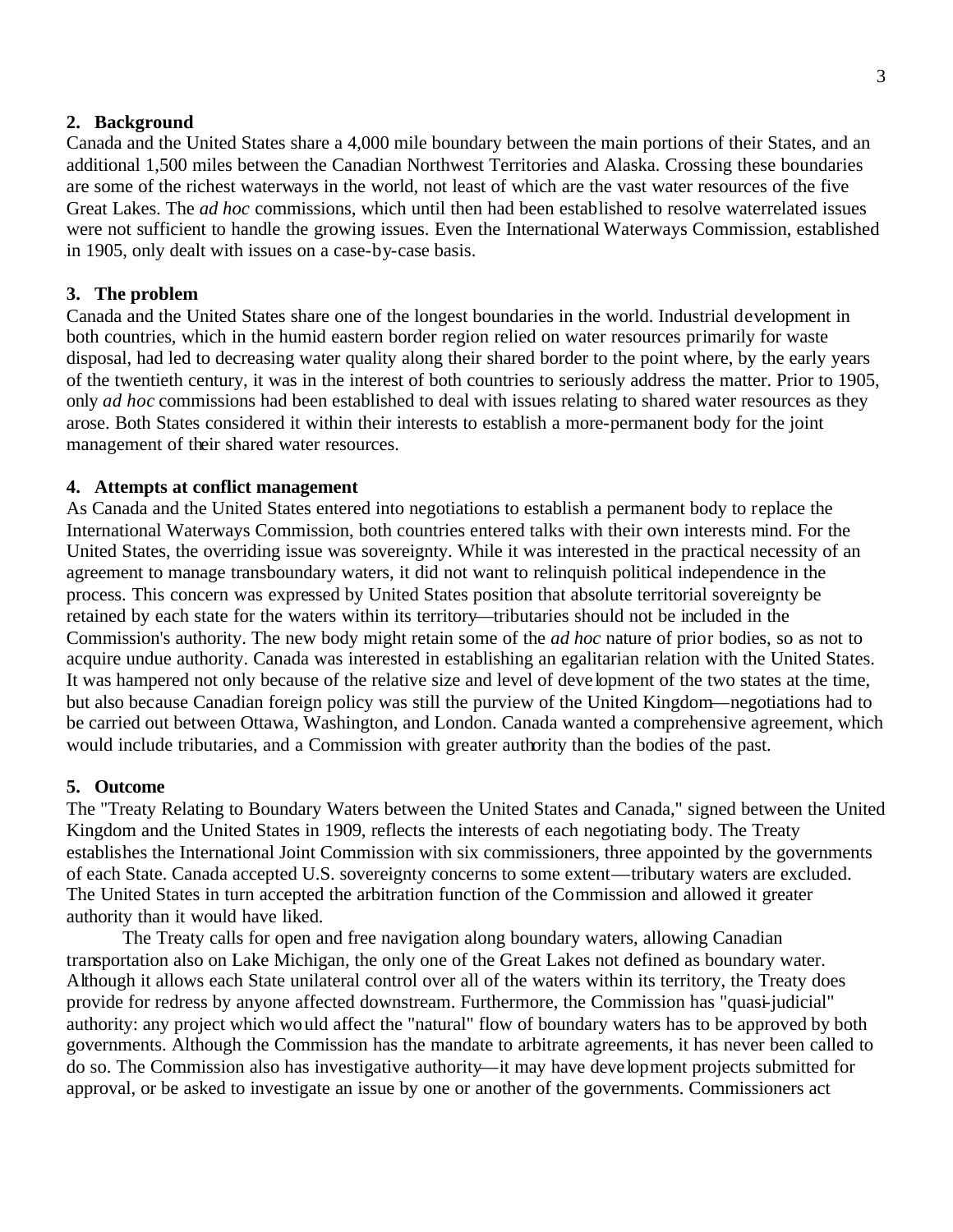## 2. Background

Canada and the United States share a 4,000 mile boundary between the main portions of their States, and an additional 1,500 miles between the Canadian Northwest Territories and Alaska. Crossing these boundaries are some of the richest waterways in the world, not least of which are the vast water resources of the five Great Lakes. The *ad hoc* commissions, which until then had been established to resolve waterrelated issues were not sufficient to handle the growing issues. Even the International Waterways Commission, established in 1905, only dealt with issues on a case-by-case basis.

## 3. The problem

Canada and the United States share one of the longest boundaries in the world. Industrial development in both countries, which in the humid eastern border region relied on water resources primarily for waste disposal, had led to decreasing water quality along their shared border to the point where, by the early years of the twentieth century, it was in the interest of both countries to seriously address the matter. Prior to 1905, only *ad hoc* commissions had been established to deal with issues relating to shared water resources as they arose. Both States considered it within their interests to establish a more-permanent body for the joint management of their shared water resources.

## 4. Attempts at conflict management

As Canada and the United States entered into negotiations to establish a permanent body to replace the International Waterways Commission, both countries entered talks with their own interests mind. For the United States, the overriding issue was sovereignty. While it was interested in the practical necessity of an agreement to manage transboundary waters, it did not want to relinquish political independence in the process. This concern was expressed by United States position that absolute territorial sovereignty be retained by each state for the waters within its territory—tributaries should not be included in the Commission's authority. The new body might retain some of the *ad hoc* nature of prior bodies, so as not to acquire undue authority. Canada was interested in establishing an egalitarian relation with the United States. It was hampered not only because of the relative size and level of development of the two states at the time, but also because Canadian foreign policy was still the purview of the United Kingdom—negotiations had to be carried out between Ottawa, Washington, and London. Canada wanted a comprehensive agreement, which would include tributaries, and a Commission with greater authority than the bodies of the past.

## 5. Outcome

The "Treaty Relating to Boundary Waters between the United States and Canada," signed between the United Kingdom and the United States in 1909, reflects the interests of each negotiating body. The Treaty establishes the International Joint Commission with six commissioners, three appointed by the governments of each State. Canada accepted U.S. sovereignty concerns to some extent—tributary waters are excluded. The United States in turn accepted the arbitration function of the Commission and allowed it greater authority than it would have liked.

The Treaty calls for open and free navigation along boundary waters, allowing Canadian transportation also on Lake Michigan, the only one of the Great Lakes not defined as boundary water. Although it allows each State unilateral control over all of the waters within its territory, the Treaty does provide for redress by anyone affected downstream. Furthermore, the Commission has "quasi-judicial" authority: any project which would affect the "natural" flow of boundary waters has to be approved by both governments. Although the Commission has the mandate to arbitrate agreements, it has never been called to do so. The Commission also has investigative authority—it may have development projects submitted for approval, or be asked to investigate an issue by one or another of the governments. Commissioners act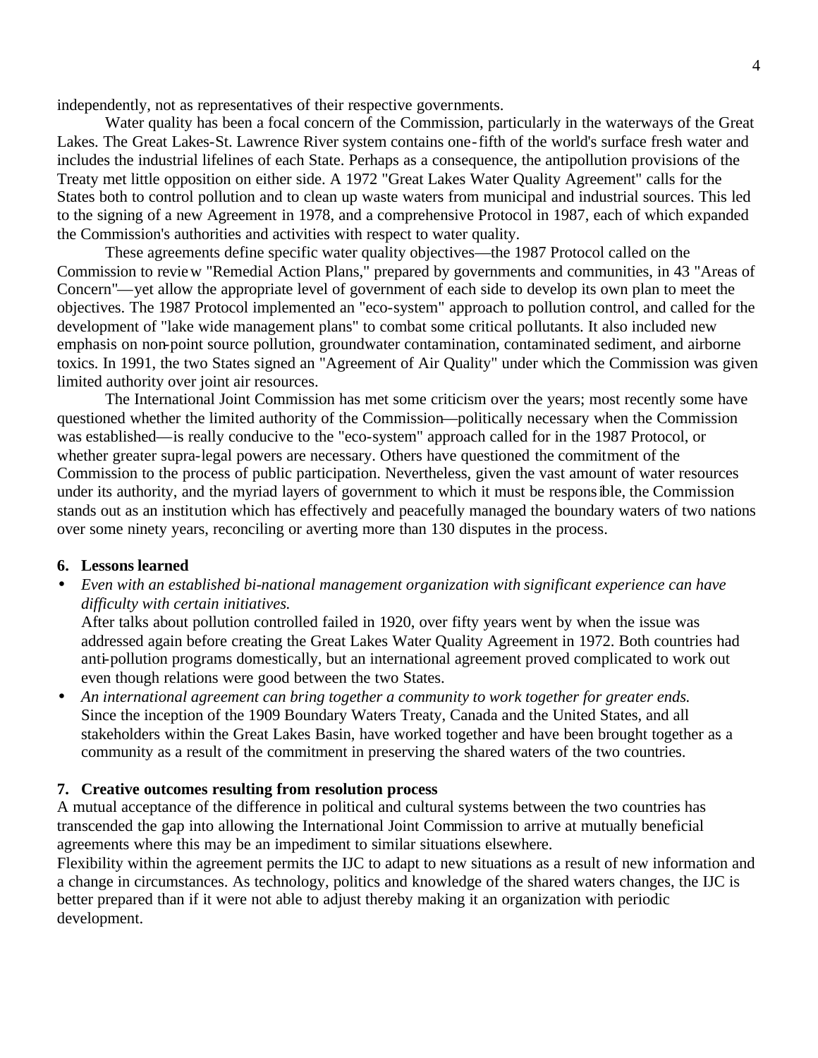independently, not as representatives of their respective governments.

Water quality has been a focal concern of the Commission, particularly in the waterways of the Great Lakes. The Great Lakes-St. Lawrence River system contains one-fifth of the world's surface fresh water and includes the industrial lifelines of each State. Perhaps as a consequence, the antipollution provisions of the Treaty met little opposition on either side. A 1972 "Great Lakes Water Quality Agreement" calls for the States both to control pollution and to clean up waste waters from municipal and industrial sources. This led to the signing of a new Agreement in 1978, and a comprehensive Protocol in 1987, each of which expanded the Commission's authorities and activities with respect to water quality.

These agreements define specific water quality objectives—the 1987 Protocol called on the Commission to review "Remedial Action Plans," prepared by governments and communities, in 43 "Areas of Concern"—yet allow the appropriate level of government of each side to develop its own plan to meet the objectives. The 1987 Protocol implemented an "eco-system" approach to pollution control, and called for the development of "lake wide management plans" to combat some critical pollutants. It also included new emphasis on non-point source pollution, groundwater contamination, contaminated sediment, and airborne toxics. In 1991, the two States signed an "Agreement of Air Quality" under which the Commission was given limited authority over joint air resources.

The International Joint Commission has met some criticism over the years; most recently some have questioned whether the limited authority of the Commission—politically necessary when the Commission was established—is really conducive to the "eco-system" approach called for in the 1987 Protocol, or whether greater supra-legal powers are necessary. Others have questioned the commitment of the Commission to the process of public participation. Nevertheless, given the vast amount of water resources under its authority, and the myriad layers of government to which it must be responsible, the Commission stands out as an institution which has effectively and peacefully managed the boundary waters of two nations over some ninety years, reconciling or averting more than 130 disputes in the process.

## 6. Lessons learned

- *Even with an established bi-national management organization with significant experience can have difficulty with certain initiatives.*
  After talks about pollution controlled failed in 1920, over fifty years went by when the issue was addressed again before creating the Great Lakes Water Quality Agreement in 1972. Both countries had anti-pollution programs domestically, but an international agreement proved complicated to work out even though relations were good between the two States.
- *An international agreement can bring together a community to work together for greater ends.*
  Since the inception of the 1909 Boundary Waters Treaty, Canada and the United States, and all stakeholders within the Great Lakes Basin, have worked together and have been brought together as a community as a result of the commitment in preserving the shared waters of the two countries.

## 7. Creative outcomes resulting from resolution process

A mutual acceptance of the difference in political and cultural systems between the two countries has transcended the gap into allowing the International Joint Commission to arrive at mutually beneficial agreements where this may be an impediment to similar situations elsewhere.

Flexibility within the agreement permits the IJC to adapt to new situations as a result of new information and a change in circumstances. As technology, politics and knowledge of the shared waters changes, the IJC is better prepared than if it were not able to adjust thereby making it an organization with periodic development.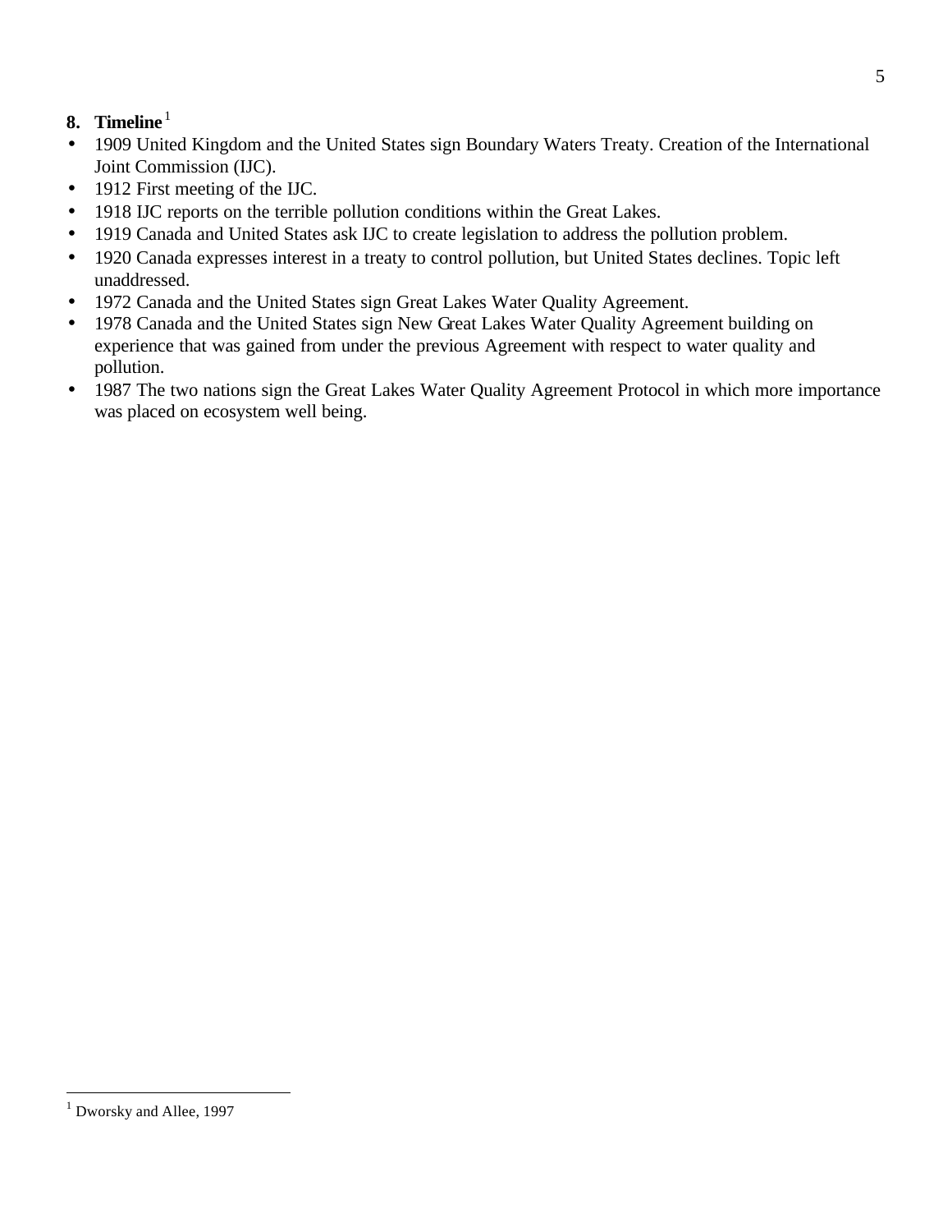## 8. Timeline[1]

- 1909 United Kingdom and the United States sign Boundary Waters Treaty. Creation of the International Joint Commission (IJC).
- 1912 First meeting of the IJC.
- 1918 IJC reports on the terrible pollution conditions within the Great Lakes.
- 1919 Canada and United States ask IJC to create legislation to address the pollution problem.
- 1920 Canada expresses interest in a treaty to control pollution, but United States declines. Topic left unaddressed.
- 1972 Canada and the United States sign Great Lakes Water Quality Agreement.
- 1978 Canada and the United States sign New Great Lakes Water Quality Agreement building on experience that was gained from under the previous Agreement with respect to water quality and pollution.
- 1987 The two nations sign the Great Lakes Water Quality Agreement Protocol in which more importance was placed on ecosystem well being.

---

[1] Dworsky and Allee, 1997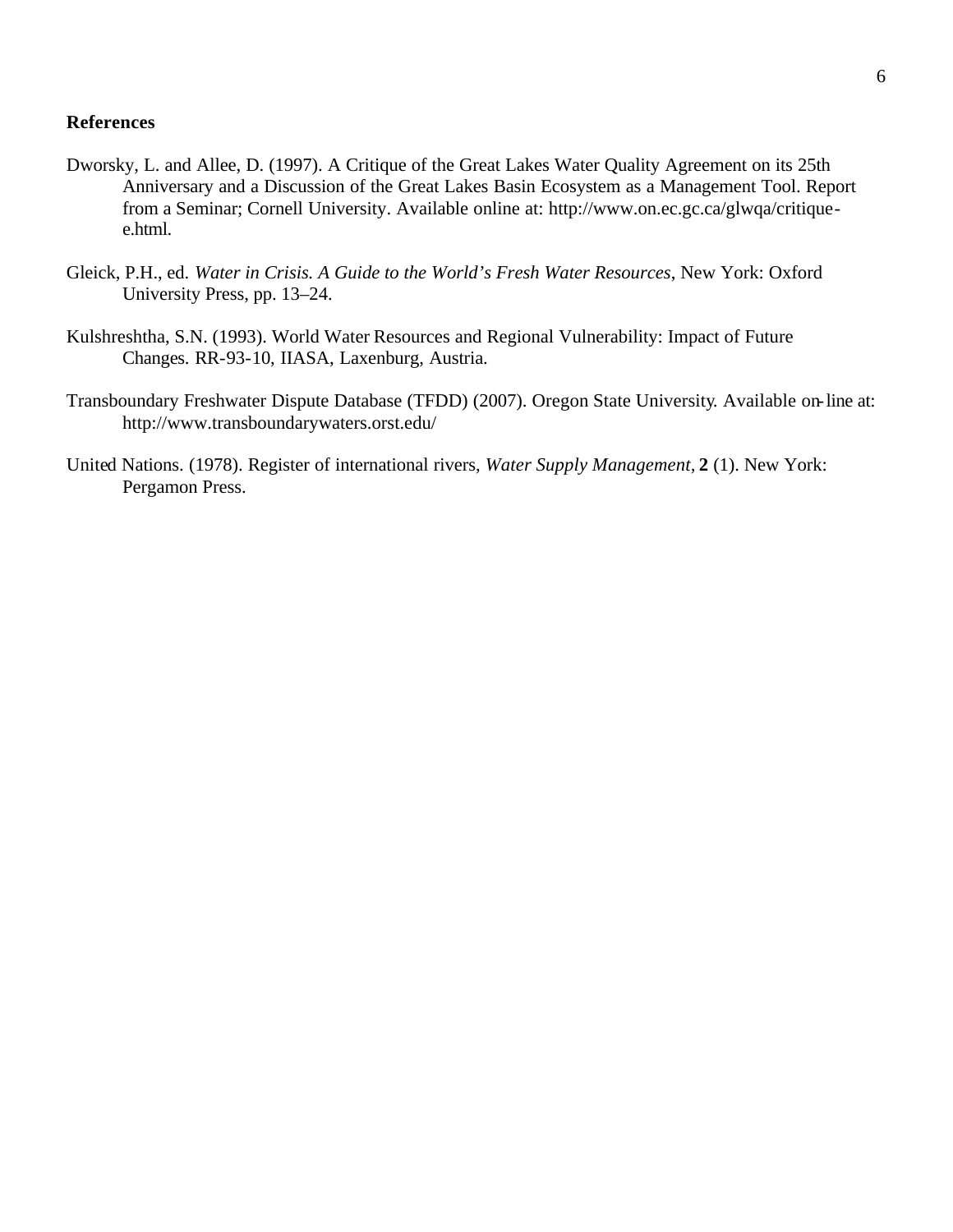## References

Dworsky, L. and Allee, D. (1997). A Critique of the Great Lakes Water Quality Agreement on its 25th Anniversary and a Discussion of the Great Lakes Basin Ecosystem as a Management Tool. Report from a Seminar; Cornell University. Available online at: http://www.on.ec.gc.ca/glwqa/critique-e.html.

Gleick, P.H., ed. *Water in Crisis. A Guide to the World's Fresh Water Resources*, New York: Oxford University Press, pp. 13–24.

Kulshreshtha, S.N. (1993). World Water Resources and Regional Vulnerability: Impact of Future Changes. RR-93-10, IIASA, Laxenburg, Austria.

Transboundary Freshwater Dispute Database (TFDD) (2007). Oregon State University. Available on-line at: http://www.transboundarywaters.orst.edu/

United Nations. (1978). Register of international rivers, *Water Supply Management,* **2** (1). New York: Pergamon Press.